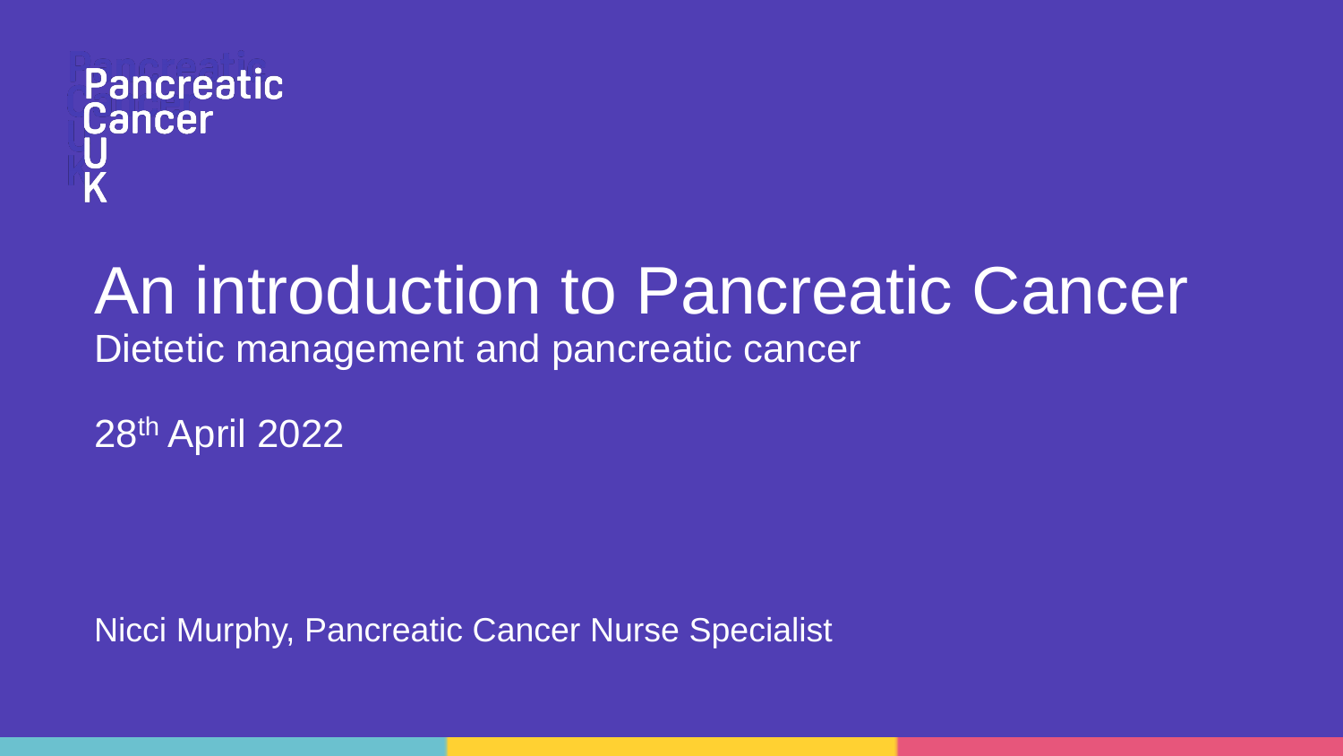Pancreatic
Cancer
U
K

# An introduction to Pancreatic Cancer

## Dietetic management and pancreatic cancer

28th April 2022

Nicci Murphy, Pancreatic Cancer Nurse Specialist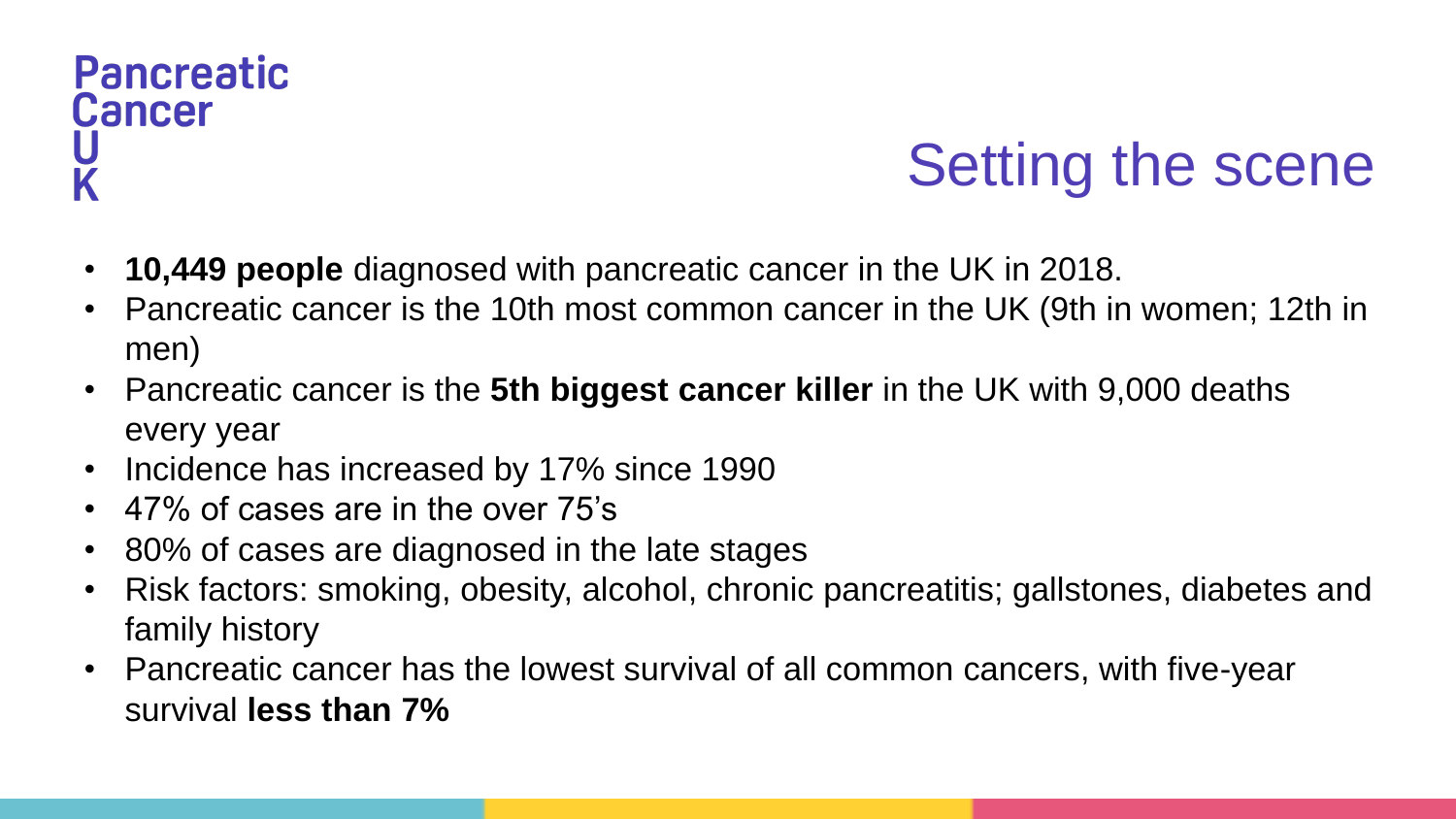Pancreatic Cancer UK

# Setting the scene

- **10,449 people** diagnosed with pancreatic cancer in the UK in 2018.
- Pancreatic cancer is the 10th most common cancer in the UK (9th in women; 12th in men)
- Pancreatic cancer is the **5th biggest cancer killer** in the UK with 9,000 deaths every year
- Incidence has increased by 17% since 1990
- 47% of cases are in the over 75's
- 80% of cases are diagnosed in the late stages
- Risk factors: smoking, obesity, alcohol, chronic pancreatitis; gallstones, diabetes and family history
- Pancreatic cancer has the lowest survival of all common cancers, with five-year survival **less than 7%**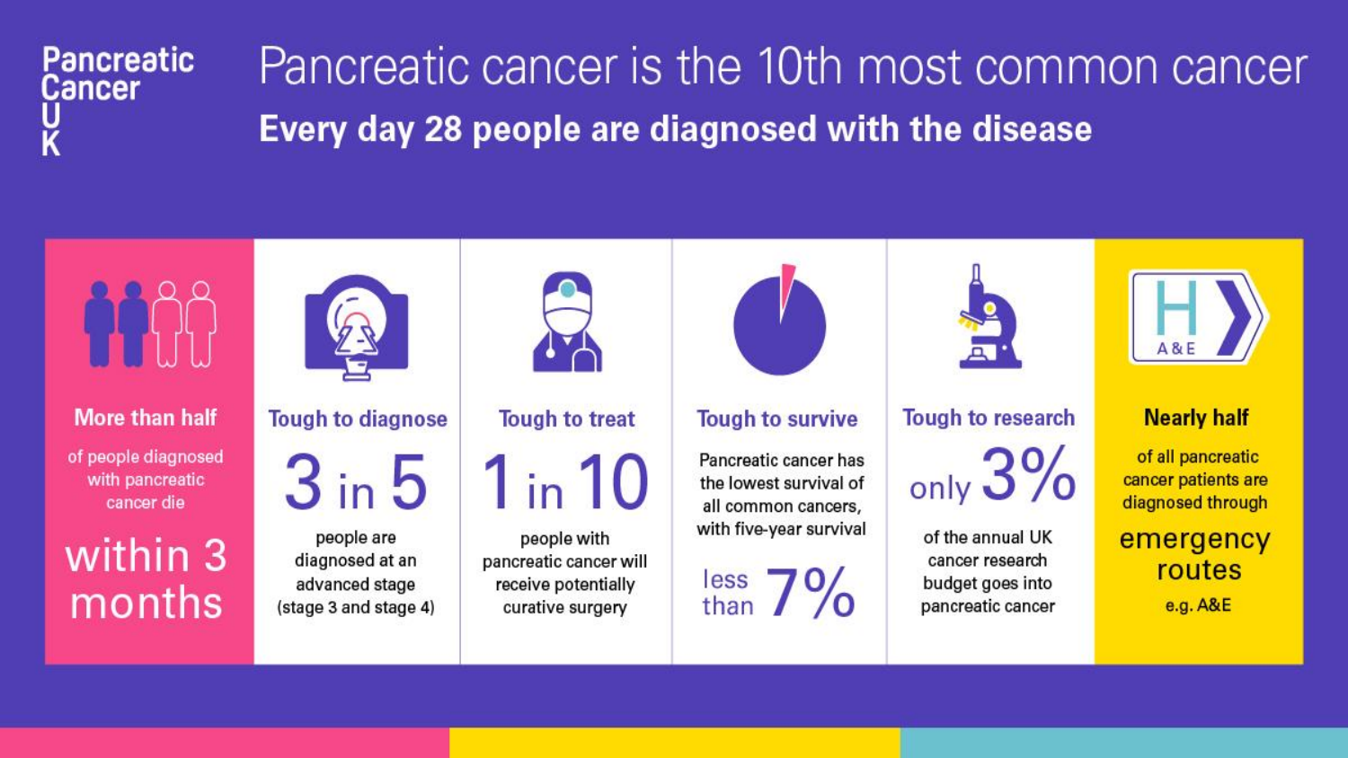Pancreatic Cancer UK

# Pancreatic cancer is the 10th most common cancer

## Every day 28 people are diagnosed with the disease

**More than half**

of people diagnosed with pancreatic cancer die

within 3 months

**Tough to diagnose**

3 in 5

people are diagnosed at an advanced stage (stage 3 and stage 4)

**Tough to treat**

1 in 10

people with pancreatic cancer will receive potentially curative surgery

**Tough to survive**

Pancreatic cancer has the lowest survival of all common cancers, with five-year survival

less than 7%

**Tough to research**

only 3%

of the annual UK cancer research budget goes into pancreatic cancer

**Nearly half**

of all pancreatic cancer patients are diagnosed through

emergency routes

e.g. A&E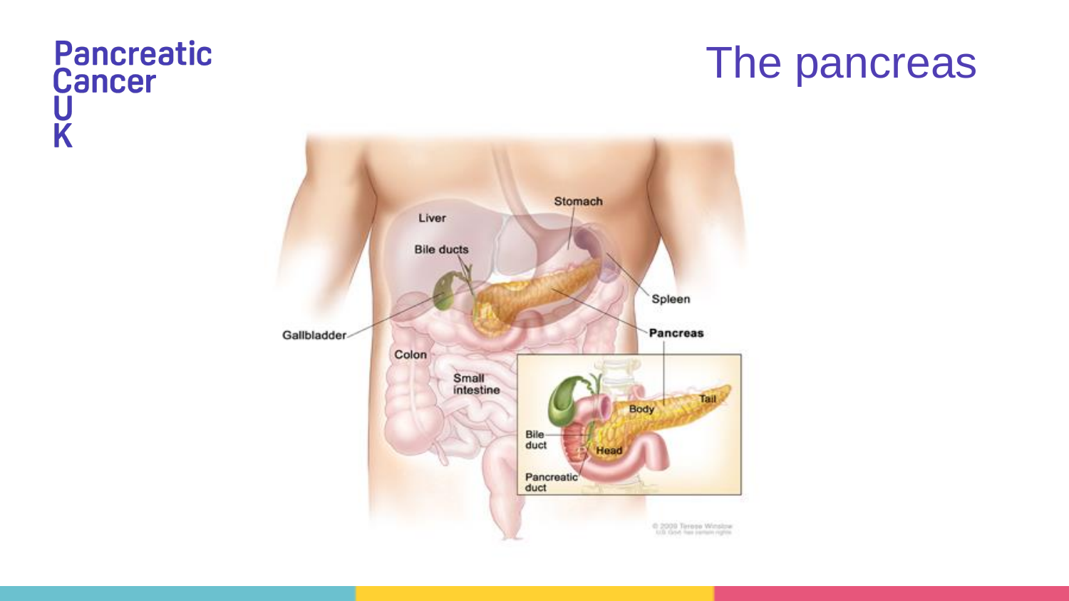# The pancreas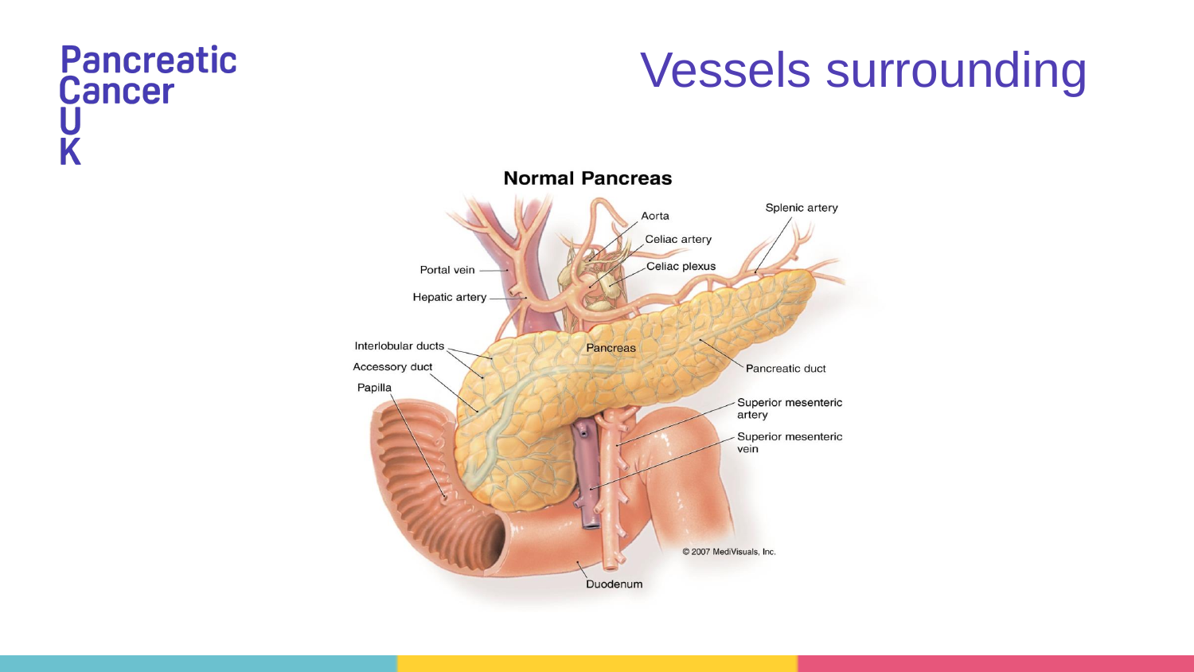# Vessels surrounding

**Normal Pancreas**

Aorta

Splenic artery

Celiac artery

Celiac plexus

Portal vein

Hepatic artery

Interlobular ducts

Pancreas

Accessory duct

Pancreatic duct

Papilla

Superior mesenteric artery

Superior mesenteric vein

© 2007 MediVisuals, Inc.

Duodenum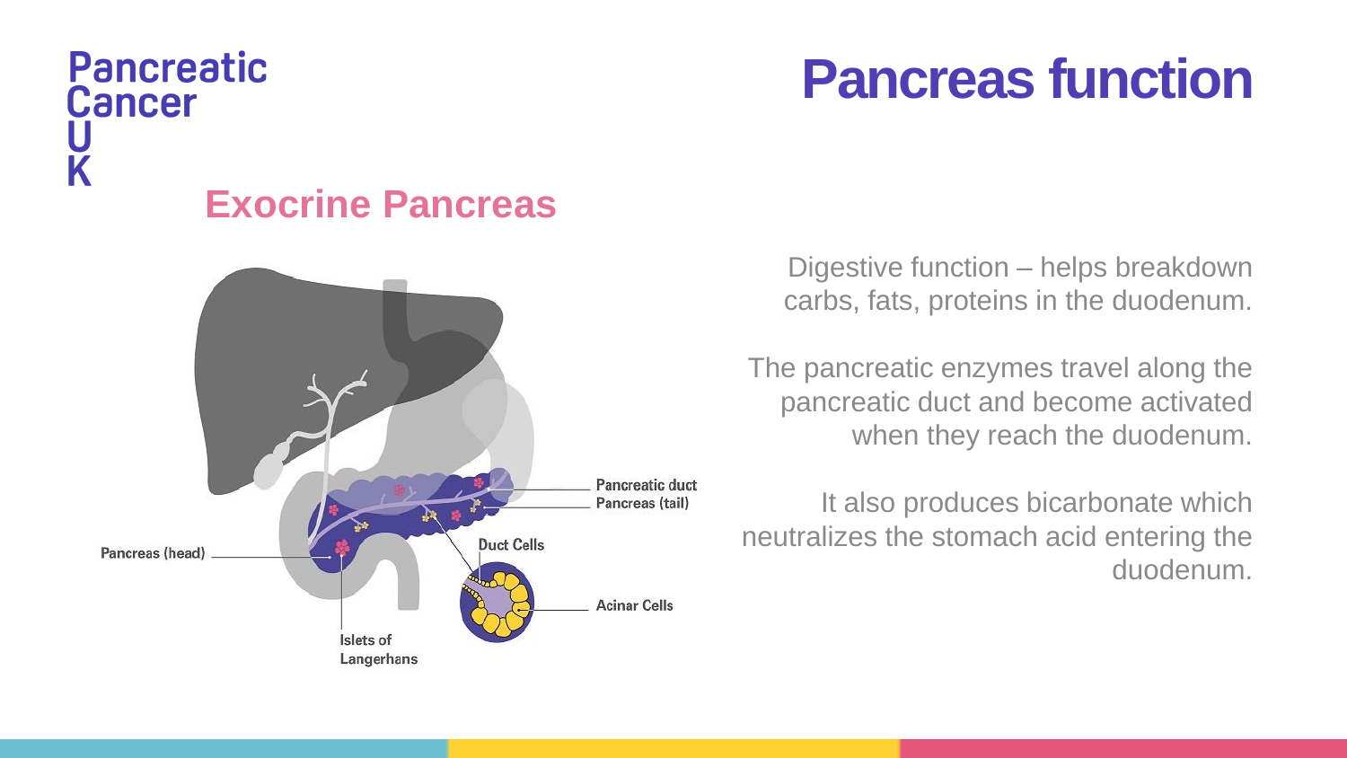# Pancreas function

## Exocrine Pancreas

Pancreatic duct

Pancreas (tail)

Pancreas (head)

Duct Cells

Acinar Cells

Islets of Langerhans

Digestive function – helps breakdown carbs, fats, proteins in the duodenum.

The pancreatic enzymes travel along the pancreatic duct and become activated when they reach the duodenum.

It also produces bicarbonate which neutralizes the stomach acid entering the duodenum.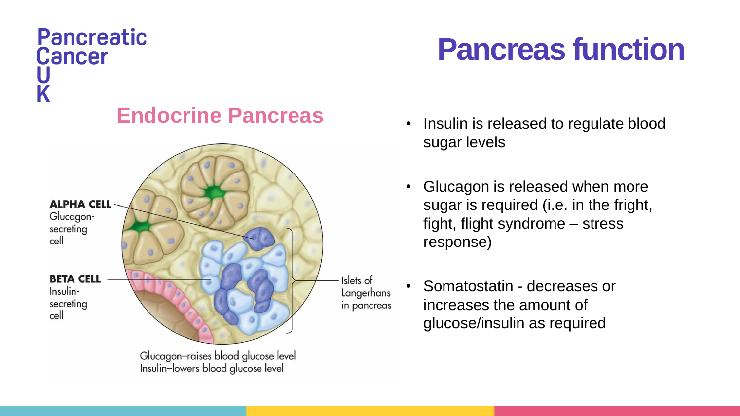# Pancreas function

## Endocrine Pancreas

ALPHA CELL
Glucagon-secreting cell

BETA CELL
Insulin-secreting cell

Islets of Langerhans in pancreas

Glucagon–raises blood glucose level
Insulin–lowers blood glucose level

- Insulin is released to regulate blood sugar levels
- Glucagon is released when more sugar is required (i.e. in the fright, fight, flight syndrome – stress response)
- Somatostatin - decreases or increases the amount of glucose/insulin as required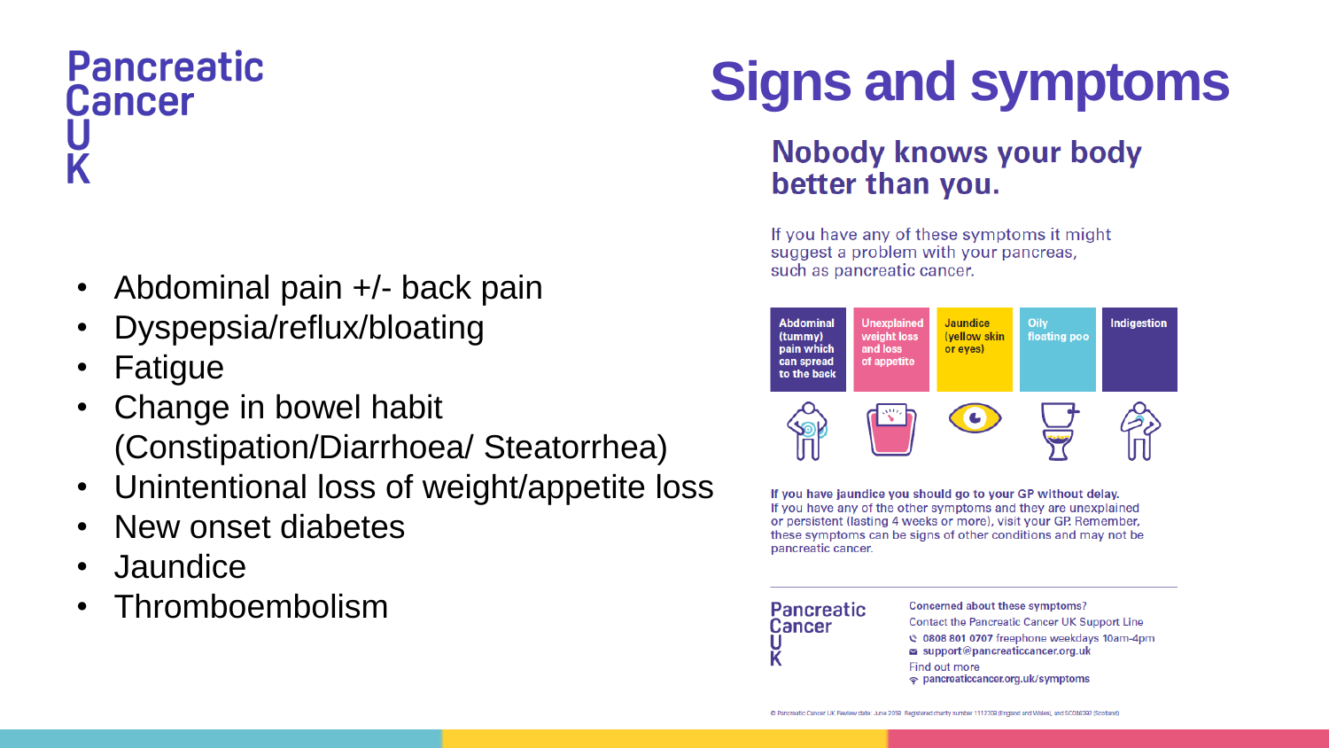Pancreatic Cancer UK

# Signs and symptoms

- Abdominal pain +/- back pain
- Dyspepsia/reflux/bloating
- Fatigue
- Change in bowel habit (Constipation/Diarrhoea/ Steatorrhea)
- Unintentional loss of weight/appetite loss
- New onset diabetes
- Jaundice
- Thromboembolism

## Nobody knows your body better than you.

If you have any of these symptoms it might suggest a problem with your pancreas, such as pancreatic cancer.

| Abdominal (tummy) pain which can spread to the back | Unexplained weight loss and loss of appetite | Jaundice (yellow skin or eyes) | Oily floating poo | Indigestion |
|---|---|---|---|---|

**If you have jaundice you should go to your GP without delay.**
If you have any of the other symptoms and they are unexplained or persistent (lasting 4 weeks or more), visit your GP. Remember, these symptoms can be signs of other conditions and may not be pancreatic cancer.

Pancreatic Cancer UK

Concerned about these symptoms?
Contact the Pancreatic Cancer UK Support Line
**0808 801 0707** freephone weekdays 10am-4pm
**support@pancreaticcancer.org.uk**
Find out more
**pancreaticcancer.org.uk/symptoms**

© Pancreatic Cancer UK Review date: June 2019 Registered charity number 1112708 (England and Wales), and SC046392 (Scotland)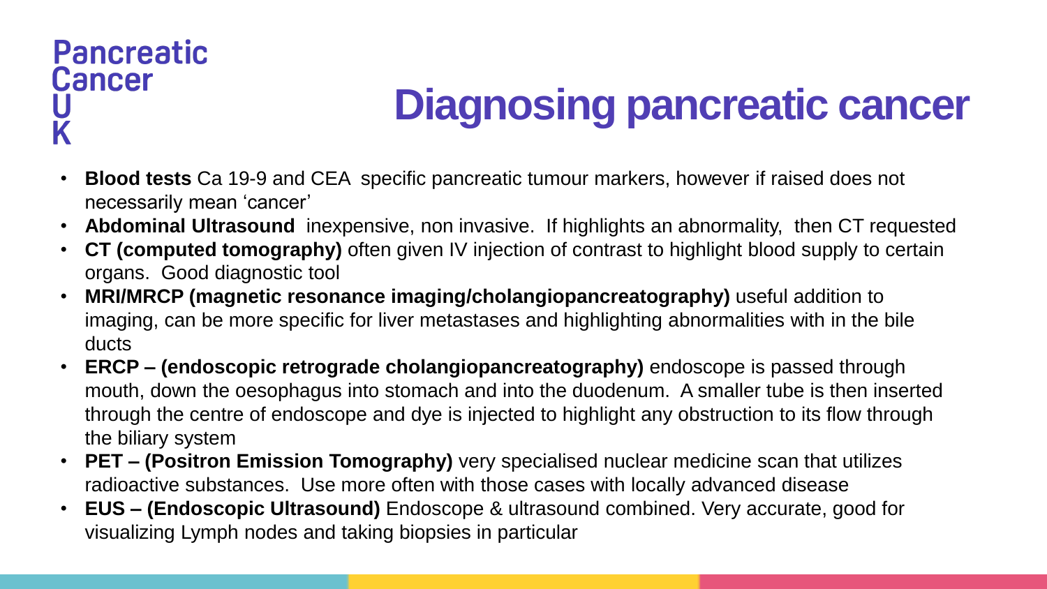Pancreatic Cancer UK

# Diagnosing pancreatic cancer

- **Blood tests** Ca 19-9 and CEA specific pancreatic tumour markers, however if raised does not necessarily mean 'cancer'
- **Abdominal Ultrasound** inexpensive, non invasive. If highlights an abnormality, then CT requested
- **CT (computed tomography)** often given IV injection of contrast to highlight blood supply to certain organs. Good diagnostic tool
- **MRI/MRCP (magnetic resonance imaging/cholangiopancreatography)** useful addition to imaging, can be more specific for liver metastases and highlighting abnormalities with in the bile ducts
- **ERCP – (endoscopic retrograde cholangiopancreatography)** endoscope is passed through mouth, down the oesophagus into stomach and into the duodenum. A smaller tube is then inserted through the centre of endoscope and dye is injected to highlight any obstruction to its flow through the biliary system
- **PET – (Positron Emission Tomography)** very specialised nuclear medicine scan that utilizes radioactive substances. Use more often with those cases with locally advanced disease
- **EUS – (Endoscopic Ultrasound)** Endoscope & ultrasound combined. Very accurate, good for visualizing Lymph nodes and taking biopsies in particular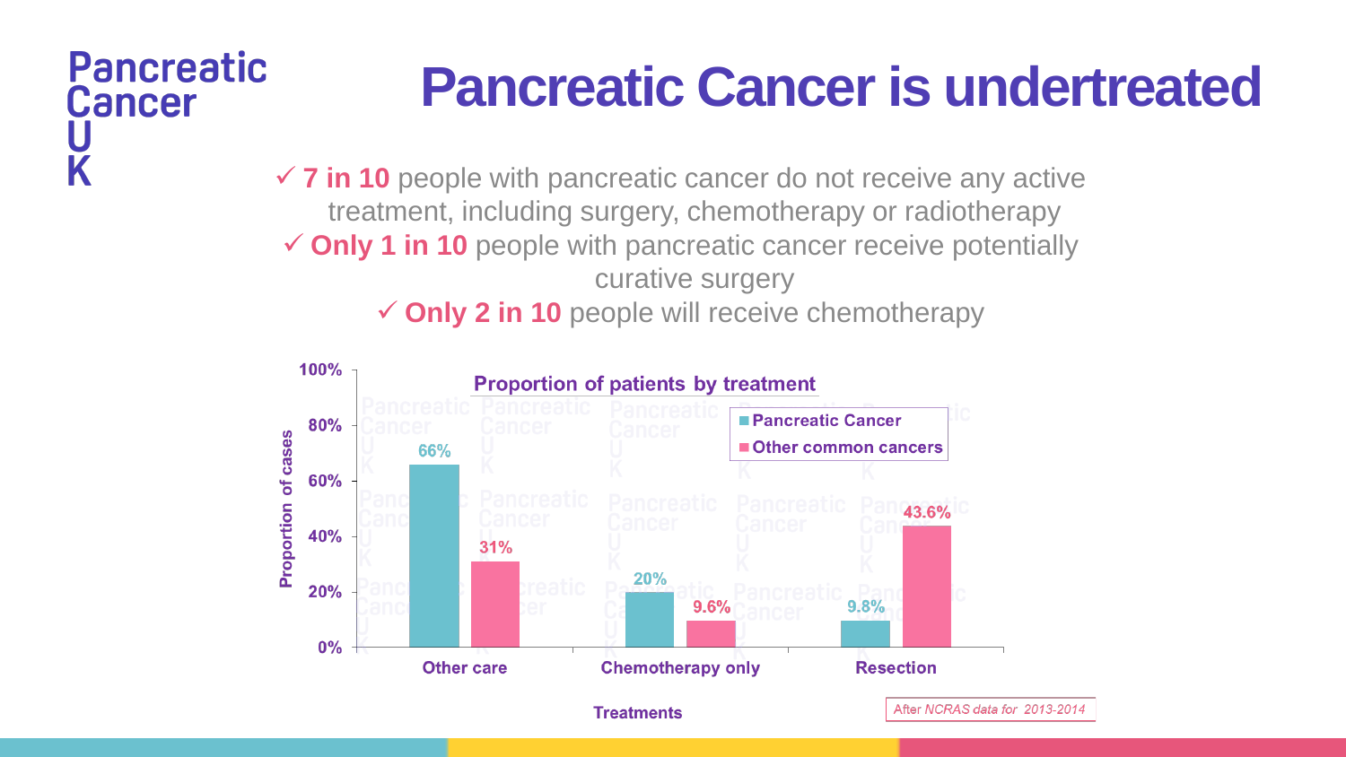Pancreatic Cancer UK

# Pancreatic Cancer is undertreated

- ✓ **7 in 10** people with pancreatic cancer do not receive any active treatment, including surgery, chemotherapy or radiotherapy
- ✓ **Only 1 in 10** people with pancreatic cancer receive potentially curative surgery
- ✓ **Only 2 in 10** people will receive chemotherapy

**Proportion of patients by treatment**

| Treatments | Pancreatic Cancer | Other common cancers |
|---|---|---|
| Other care | 66% | 31% |
| Chemotherapy only | 20% | 9.6% |
| Resection | 9.8% | 43.6% |

*After NCRAS data for 2013-2014*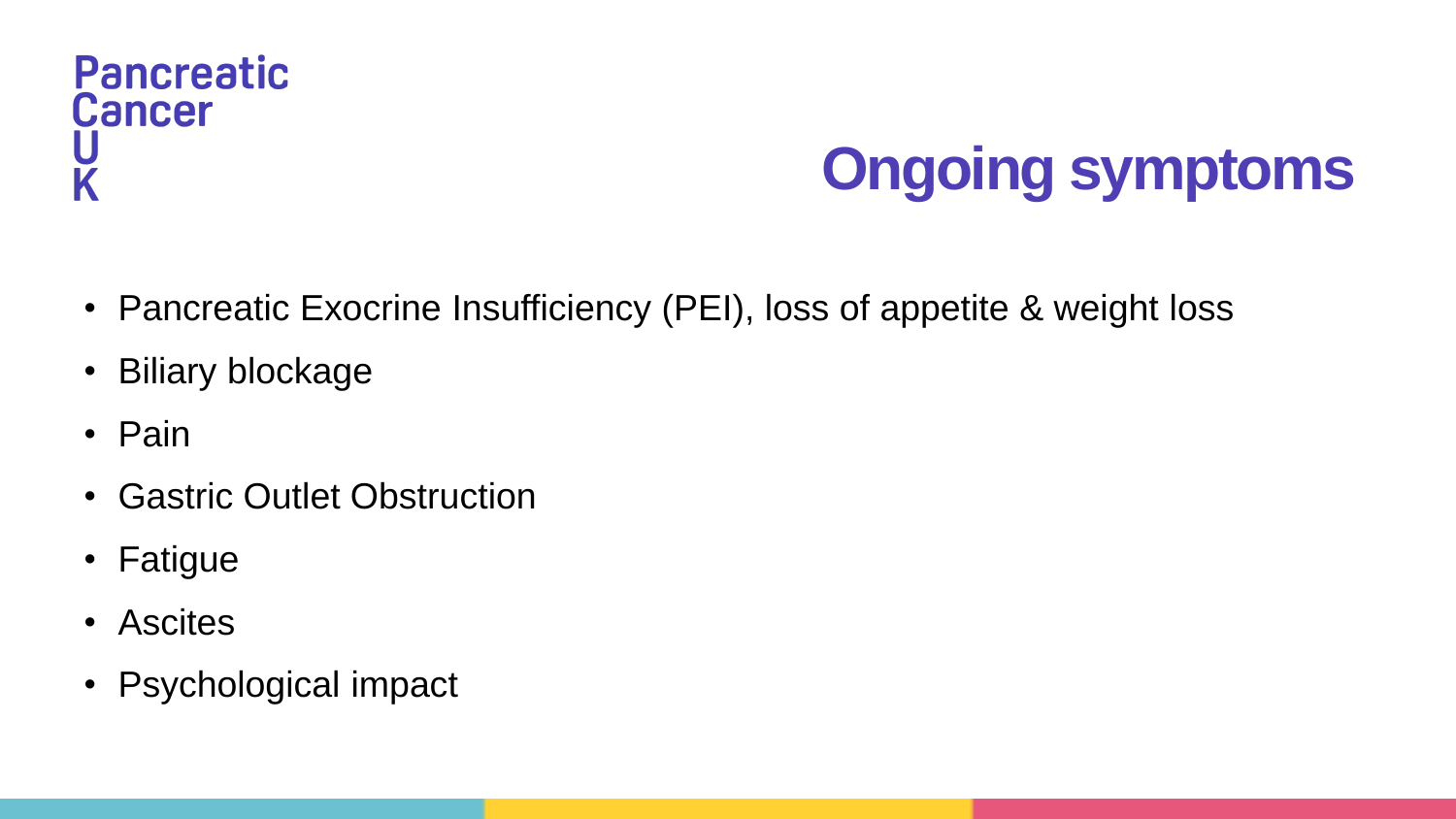Pancreatic Cancer UK

# Ongoing symptoms

- Pancreatic Exocrine Insufficiency (PEI), loss of appetite & weight loss
- Biliary blockage
- Pain
- Gastric Outlet Obstruction
- Fatigue
- Ascites
- Psychological impact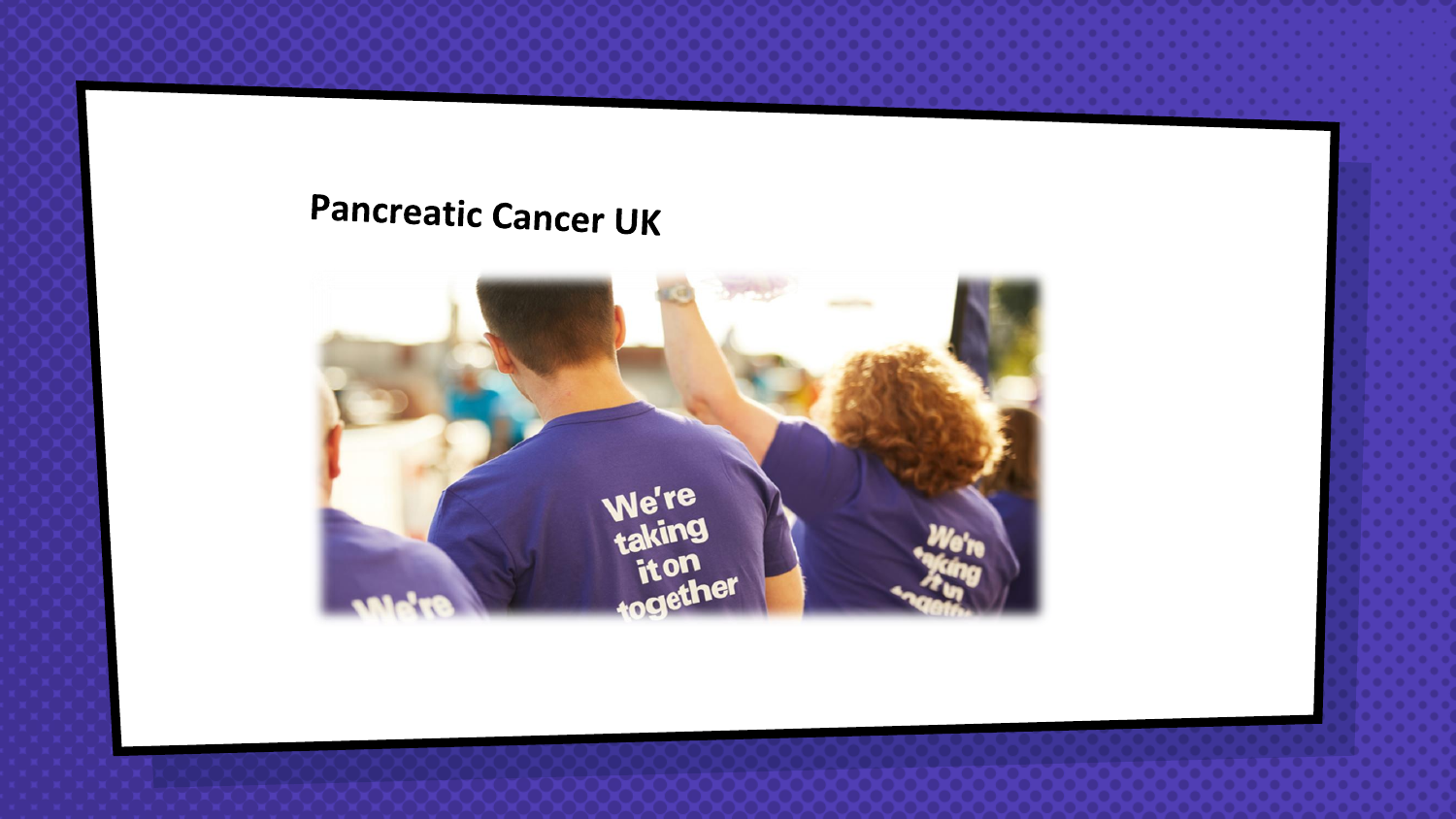# Pancreatic Cancer UK